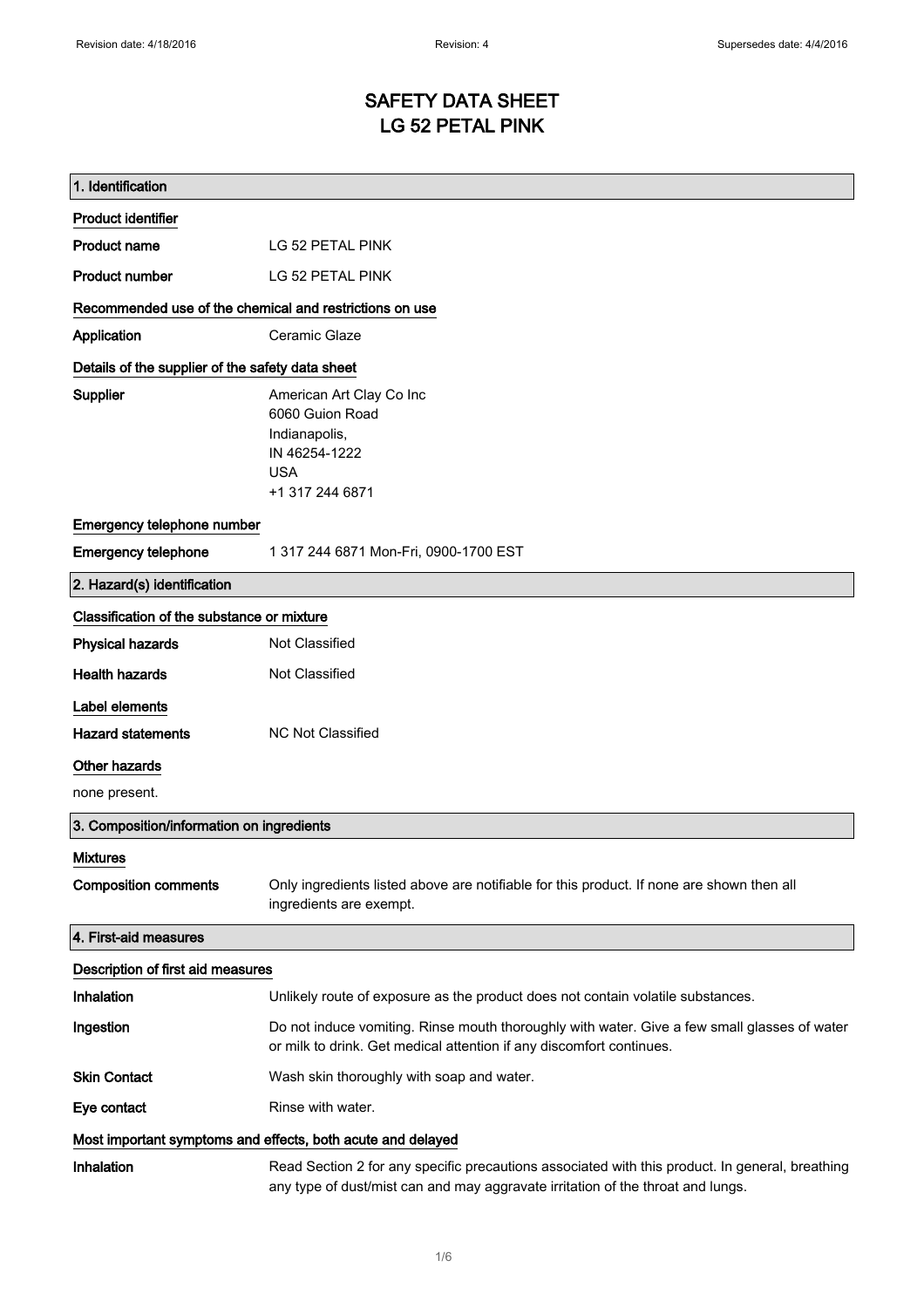# SAFETY DATA SHEET
# LG 52 PETAL PINK

## 1. Identification

### Product identifier

**Product name** LG 52 PETAL PINK

**Product number** LG 52 PETAL PINK

### Recommended use of the chemical and restrictions on use

**Application** Ceramic Glaze

### Details of the supplier of the safety data sheet

**Supplier**
American Art Clay Co Inc
6060 Guion Road
Indianapolis,
IN 46254-1222
USA
+1 317 244 6871

### Emergency telephone number

**Emergency telephone** 1 317 244 6871 Mon-Fri, 0900-1700 EST

## 2. Hazard(s) identification

### Classification of the substance or mixture

**Physical hazards** Not Classified

**Health hazards** Not Classified

### Label elements

**Hazard statements** NC Not Classified

### Other hazards

none present.

## 3. Composition/information on ingredients

### Mixtures

**Composition comments** Only ingredients listed above are notifiable for this product. If none are shown then all ingredients are exempt.

## 4. First-aid measures

### Description of first aid measures

**Inhalation** Unlikely route of exposure as the product does not contain volatile substances.

**Ingestion** Do not induce vomiting. Rinse mouth thoroughly with water. Give a few small glasses of water or milk to drink. Get medical attention if any discomfort continues.

**Skin Contact** Wash skin thoroughly with soap and water.

**Eye contact** Rinse with water.

### Most important symptoms and effects, both acute and delayed

**Inhalation** Read Section 2 for any specific precautions associated with this product. In general, breathing any type of dust/mist can and may aggravate irritation of the throat and lungs.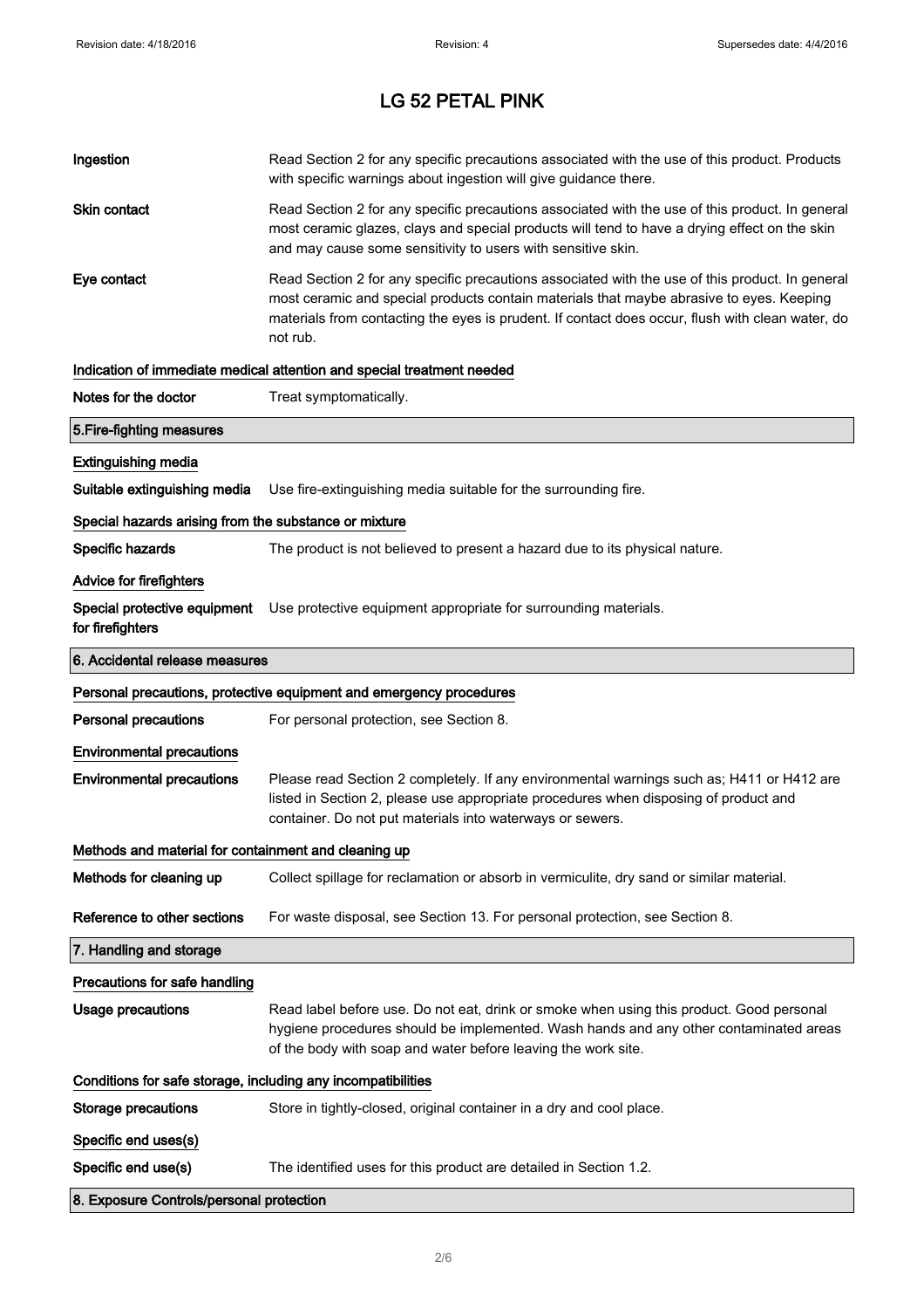# LG 52 PETAL PINK

**Ingestion** Read Section 2 for any specific precautions associated with the use of this product. Products with specific warnings about ingestion will give guidance there.

**Skin contact** Read Section 2 for any specific precautions associated with the use of this product. In general most ceramic glazes, clays and special products will tend to have a drying effect on the skin and may cause some sensitivity to users with sensitive skin.

**Eye contact** Read Section 2 for any specific precautions associated with the use of this product. In general most ceramic and special products contain materials that maybe abrasive to eyes. Keeping materials from contacting the eyes is prudent. If contact does occur, flush with clean water, do not rub.

### Indication of immediate medical attention and special treatment needed

**Notes for the doctor** Treat symptomatically.

## 5.Fire-fighting measures

### Extinguishing media

**Suitable extinguishing media** Use fire-extinguishing media suitable for the surrounding fire.

### Special hazards arising from the substance or mixture

**Specific hazards** The product is not believed to present a hazard due to its physical nature.

### Advice for firefighters

**Special protective equipment for firefighters** Use protective equipment appropriate for surrounding materials.

## 6. Accidental release measures

### Personal precautions, protective equipment and emergency procedures

**Personal precautions** For personal protection, see Section 8.

### Environmental precautions

**Environmental precautions** Please read Section 2 completely. If any environmental warnings such as; H411 or H412 are listed in Section 2, please use appropriate procedures when disposing of product and container. Do not put materials into waterways or sewers.

### Methods and material for containment and cleaning up

**Methods for cleaning up** Collect spillage for reclamation or absorb in vermiculite, dry sand or similar material.

**Reference to other sections** For waste disposal, see Section 13. For personal protection, see Section 8.

## 7. Handling and storage

### Precautions for safe handling

**Usage precautions** Read label before use. Do not eat, drink or smoke when using this product. Good personal hygiene procedures should be implemented. Wash hands and any other contaminated areas of the body with soap and water before leaving the work site.

### Conditions for safe storage, including any incompatibilities

**Storage precautions** Store in tightly-closed, original container in a dry and cool place.

### Specific end uses(s)

**Specific end use(s)** The identified uses for this product are detailed in Section 1.2.

## 8. Exposure Controls/personal protection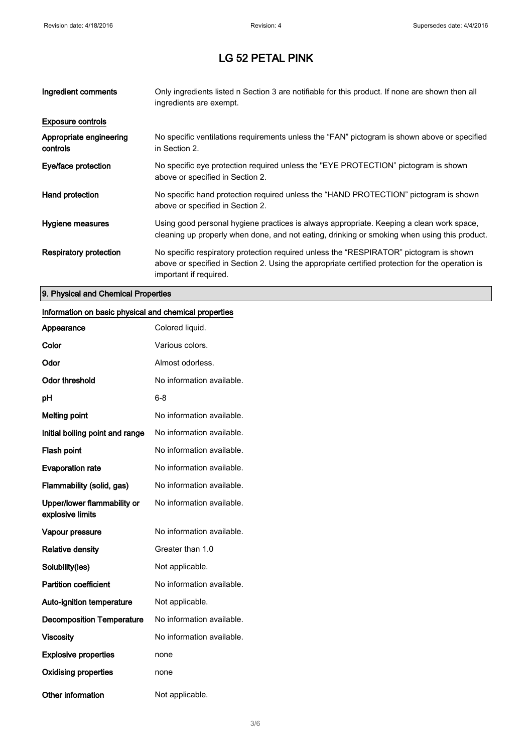# LG 52 PETAL PINK

| | |
|---|---|
| **Ingredient comments** | Only ingredients listed n Section 3 are notifiable for this product. If none are shown then all ingredients are exempt. |

**Exposure controls**

| | |
|---|---|
| **Appropriate engineering controls** | No specific ventilations requirements unless the “FAN” pictogram is shown above or specified in Section 2. |
| **Eye/face protection** | No specific eye protection required unless the "EYE PROTECTION” pictogram is shown above or specified in Section 2. |
| **Hand protection** | No specific hand protection required unless the “HAND PROTECTION” pictogram is shown above or specified in Section 2. |
| **Hygiene measures** | Using good personal hygiene practices is always appropriate. Keeping a clean work space, cleaning up properly when done, and not eating, drinking or smoking when using this product. |
| **Respiratory protection** | No specific respiratory protection required unless the “RESPIRATOR” pictogram is shown above or specified in Section 2. Using the appropriate certified protection for the operation is important if required. |

## 9. Physical and Chemical Properties

**Information on basic physical and chemical properties**

| | |
|---|---|
| **Appearance** | Colored liquid. |
| **Color** | Various colors. |
| **Odor** | Almost odorless. |
| **Odor threshold** | No information available. |
| **pH** | 6-8 |
| **Melting point** | No information available. |
| **Initial boiling point and range** | No information available. |
| **Flash point** | No information available. |
| **Evaporation rate** | No information available. |
| **Flammability (solid, gas)** | No information available. |
| **Upper/lower flammability or explosive limits** | No information available. |
| **Vapour pressure** | No information available. |
| **Relative density** | Greater than 1.0 |
| **Solubility(ies)** | Not applicable. |
| **Partition coefficient** | No information available. |
| **Auto-ignition temperature** | Not applicable. |
| **Decomposition Temperature** | No information available. |
| **Viscosity** | No information available. |
| **Explosive properties** | none |
| **Oxidising properties** | none |
| **Other information** | Not applicable. |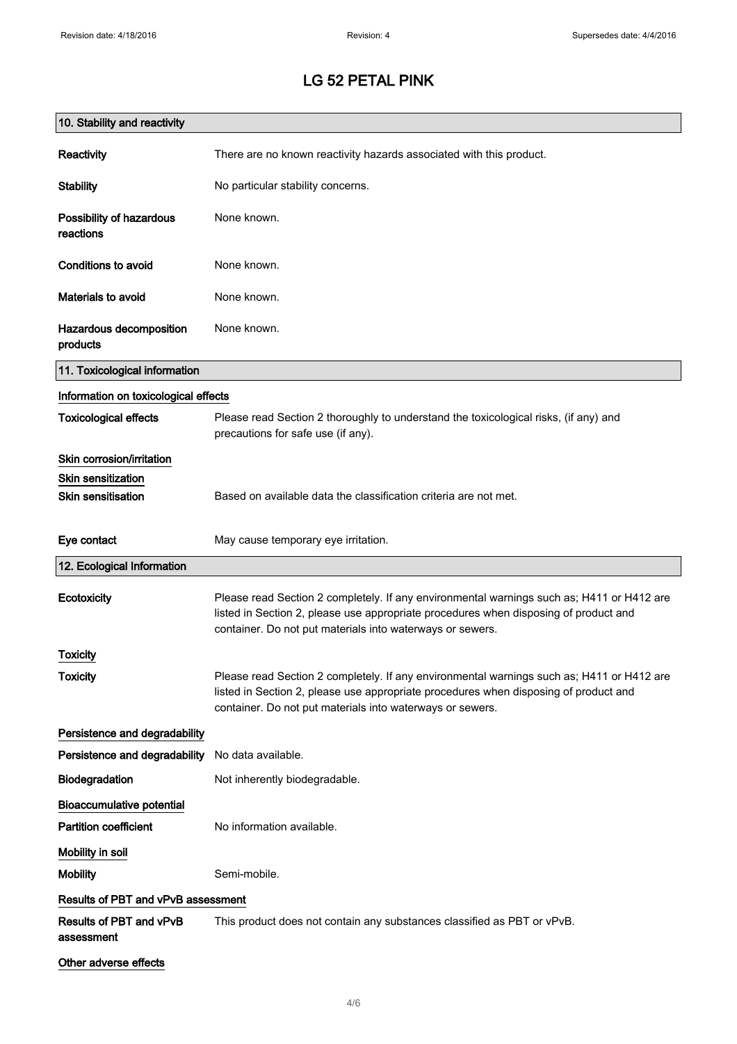# LG 52 PETAL PINK

## 10. Stability and reactivity

**Reactivity** There are no known reactivity hazards associated with this product.

**Stability** No particular stability concerns.

**Possibility of hazardous reactions** None known.

**Conditions to avoid** None known.

**Materials to avoid** None known.

**Hazardous decomposition products** None known.

## 11. Toxicological information

### Information on toxicological effects

**Toxicological effects** Please read Section 2 thoroughly to understand the toxicological risks, (if any) and precautions for safe use (if any).

### Skin corrosion/irritation

### Skin sensitization

**Skin sensitisation** Based on available data the classification criteria are not met.

**Eye contact** May cause temporary eye irritation.

## 12. Ecological Information

**Ecotoxicity** Please read Section 2 completely. If any environmental warnings such as; H411 or H412 are listed in Section 2, please use appropriate procedures when disposing of product and container. Do not put materials into waterways or sewers.

### Toxicity

**Toxicity** Please read Section 2 completely. If any environmental warnings such as; H411 or H412 are listed in Section 2, please use appropriate procedures when disposing of product and container. Do not put materials into waterways or sewers.

### Persistence and degradability

**Persistence and degradability** No data available.

**Biodegradation** Not inherently biodegradable.

### Bioaccumulative potential

**Partition coefficient** No information available.

### Mobility in soil

**Mobility** Semi-mobile.

### Results of PBT and vPvB assessment

**Results of PBT and vPvB assessment** This product does not contain any substances classified as PBT or vPvB.

### Other adverse effects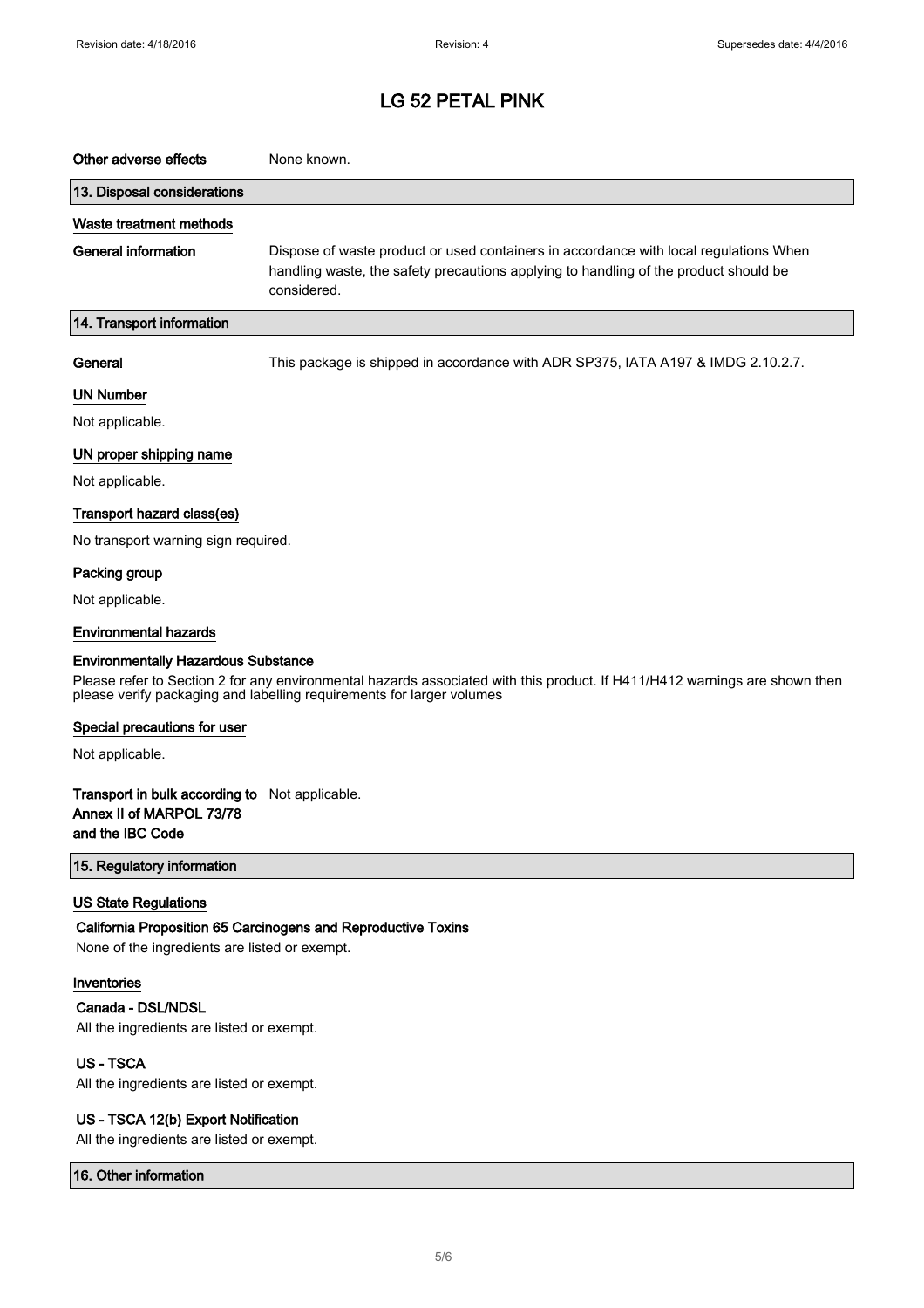# LG 52 PETAL PINK

**Other adverse effects** None known.

## 13. Disposal considerations

### Waste treatment methods

**General information** Dispose of waste product or used containers in accordance with local regulations When handling waste, the safety precautions applying to handling of the product should be considered.

## 14. Transport information

**General** This package is shipped in accordance with ADR SP375, IATA A197 & IMDG 2.10.2.7.

### UN Number

Not applicable.

### UN proper shipping name

Not applicable.

### Transport hazard class(es)

No transport warning sign required.

### Packing group

Not applicable.

### Environmental hazards

**Environmentally Hazardous Substance**

Please refer to Section 2 for any environmental hazards associated with this product. If H411/H412 warnings are shown then please verify packaging and labelling requirements for larger volumes

### Special precautions for user

Not applicable.

**Transport in bulk according to Annex II of MARPOL 73/78 and the IBC Code** Not applicable.

## 15. Regulatory information

### US State Regulations

**California Proposition 65 Carcinogens and Reproductive Toxins**

None of the ingredients are listed or exempt.

### Inventories

**Canada - DSL/NDSL**

All the ingredients are listed or exempt.

**US - TSCA**

All the ingredients are listed or exempt.

**US - TSCA 12(b) Export Notification**

All the ingredients are listed or exempt.

## 16. Other information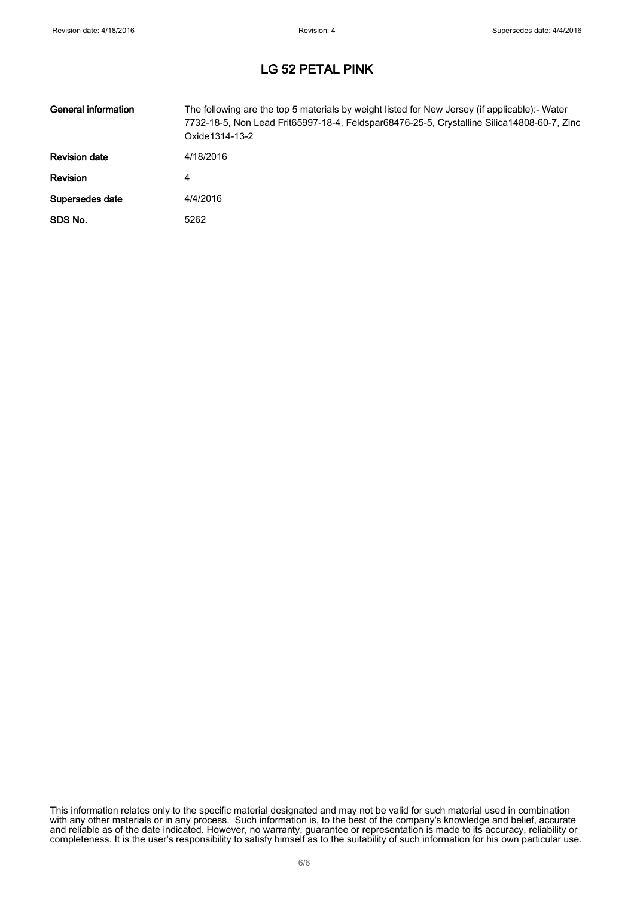# LG 52 PETAL PINK

| | |
|---|---|
| **General information** | The following are the top 5 materials by weight listed for New Jersey (if applicable):- Water 7732-18-5, Non Lead Frit65997-18-4, Feldspar68476-25-5, Crystalline Silica14808-60-7, Zinc Oxide1314-13-2 |
| **Revision date** | 4/18/2016 |
| **Revision** | 4 |
| **Supersedes date** | 4/4/2016 |
| **SDS No.** | 5262 |

This information relates only to the specific material designated and may not be valid for such material used in combination with any other materials or in any process. Such information is, to the best of the company's knowledge and belief, accurate and reliable as of the date indicated. However, no warranty, guarantee or representation is made to its accuracy, reliability or completeness. It is the user's responsibility to satisfy himself as to the suitability of such information for his own particular use.